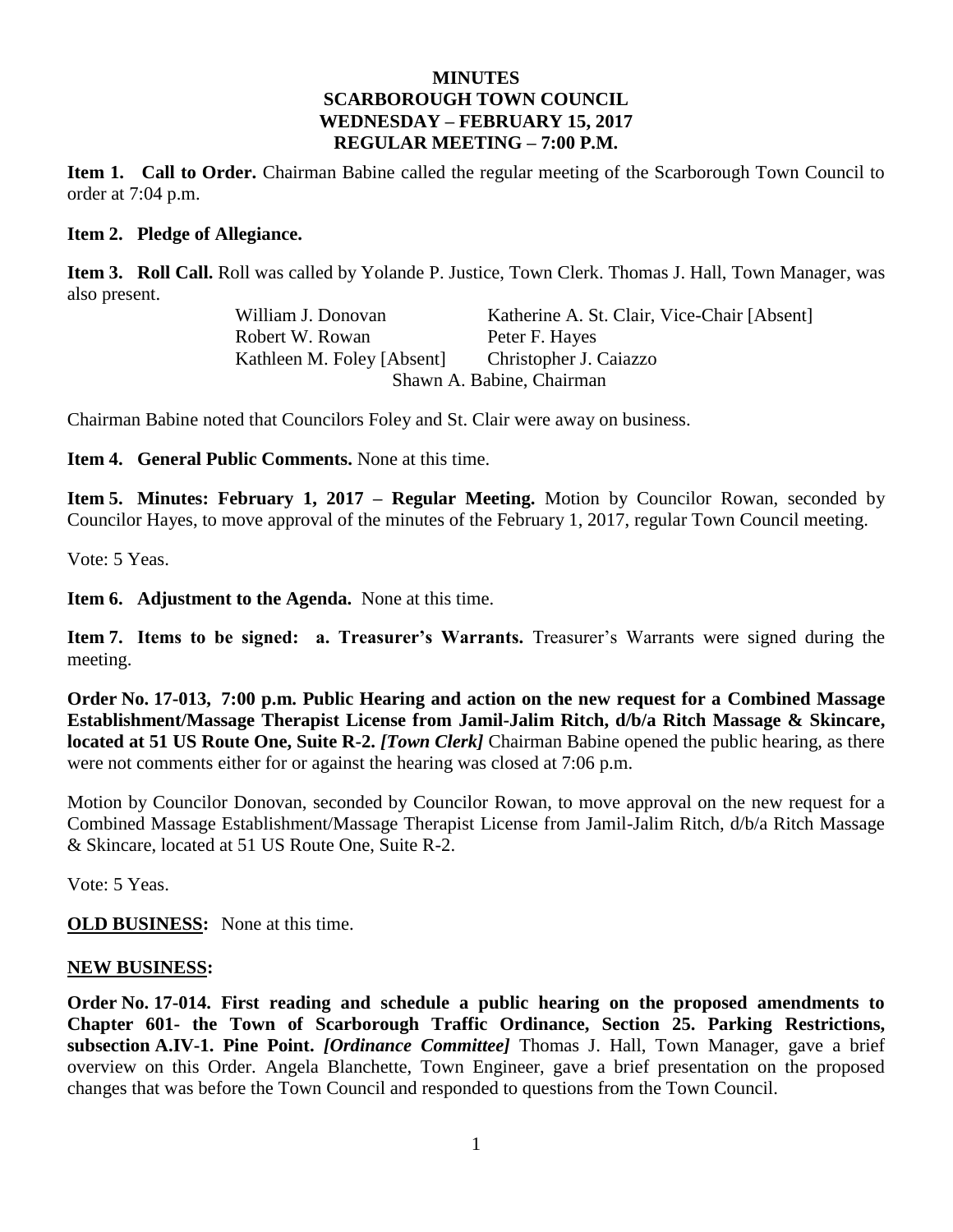# MINUTES
## SCARBOROUGH TOWN COUNCIL
## WEDNESDAY – FEBRUARY 15, 2017
## REGULAR MEETING – 7:00 P.M.

**Item 1. Call to Order.** Chairman Babine called the regular meeting of the Scarborough Town Council to order at 7:04 p.m.

**Item 2. Pledge of Allegiance.**

**Item 3. Roll Call.** Roll was called by Yolande P. Justice, Town Clerk. Thomas J. Hall, Town Manager, was also present.

| | |
|---|---|
| William J. Donovan | Katherine A. St. Clair, Vice-Chair [Absent] |
| Robert W. Rowan | Peter F. Hayes |
| Kathleen M. Foley [Absent] | Christopher J. Caiazzo |
| Shawn A. Babine, Chairman | |

Chairman Babine noted that Councilors Foley and St. Clair were away on business.

**Item 4. General Public Comments.** None at this time.

**Item 5. Minutes: February 1, 2017 – Regular Meeting.** Motion by Councilor Rowan, seconded by Councilor Hayes, to move approval of the minutes of the February 1, 2017, regular Town Council meeting.

Vote: 5 Yeas.

**Item 6. Adjustment to the Agenda.** None at this time.

**Item 7. Items to be signed: a. Treasurer's Warrants.** Treasurer's Warrants were signed during the meeting.

**Order No. 17-013, 7:00 p.m. Public Hearing and action on the new request for a Combined Massage Establishment/Massage Therapist License from Jamil-Jalim Ritch, d/b/a Ritch Massage & Skincare, located at 51 US Route One, Suite R-2.** ***[Town Clerk]*** Chairman Babine opened the public hearing, as there were not comments either for or against the hearing was closed at 7:06 p.m.

Motion by Councilor Donovan, seconded by Councilor Rowan, to move approval on the new request for a Combined Massage Establishment/Massage Therapist License from Jamil-Jalim Ritch, d/b/a Ritch Massage & Skincare, located at 51 US Route One, Suite R-2.

Vote: 5 Yeas.

**OLD BUSINESS:** None at this time.

**NEW BUSINESS:**

**Order No. 17-014. First reading and schedule a public hearing on the proposed amendments to Chapter 601- the Town of Scarborough Traffic Ordinance, Section 25. Parking Restrictions, subsection A.IV-1. Pine Point.** ***[Ordinance Committee]*** Thomas J. Hall, Town Manager, gave a brief overview on this Order. Angela Blanchette, Town Engineer, gave a brief presentation on the proposed changes that was before the Town Council and responded to questions from the Town Council.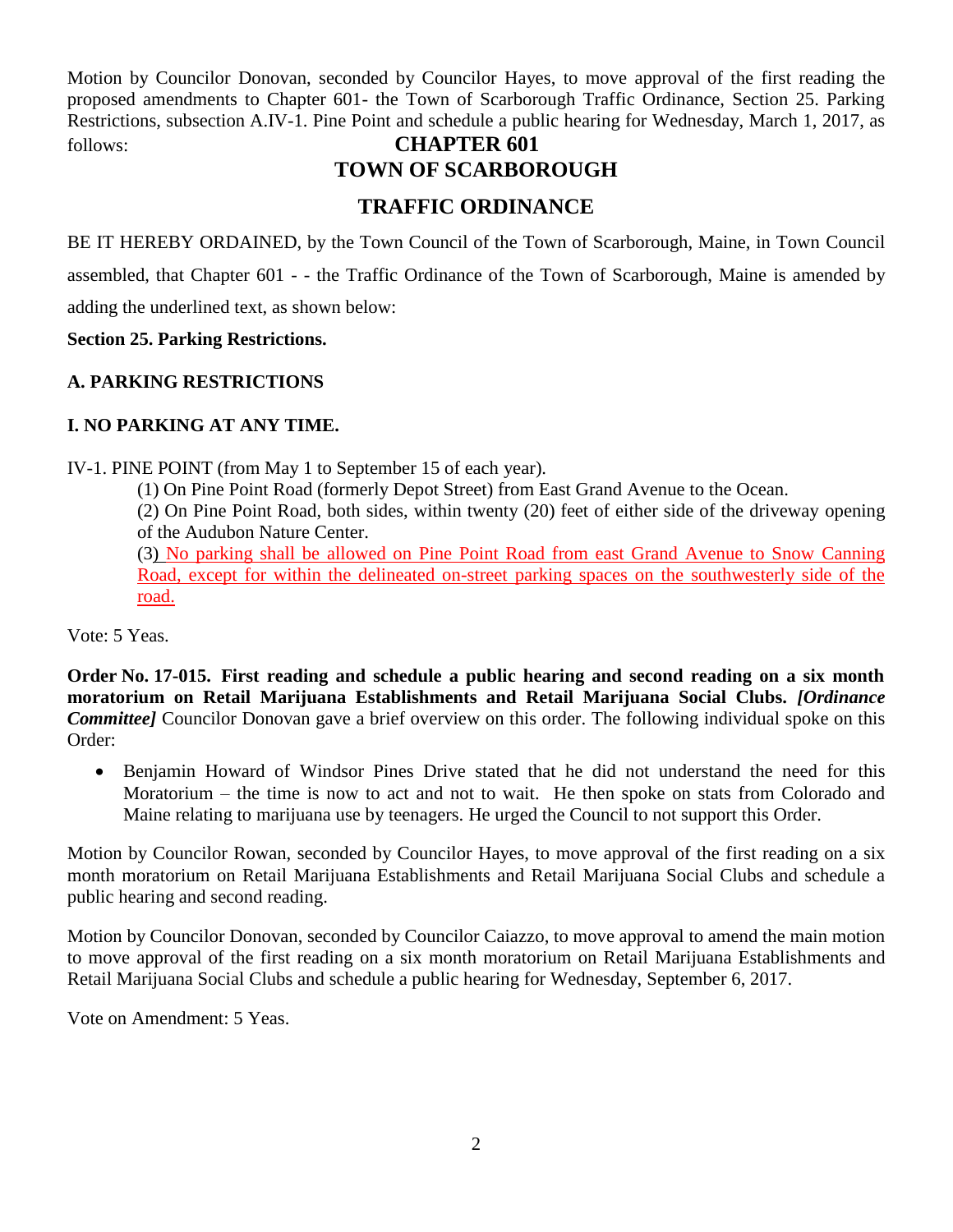Motion by Councilor Donovan, seconded by Councilor Hayes, to move approval of the first reading the proposed amendments to Chapter 601- the Town of Scarborough Traffic Ordinance, Section 25. Parking Restrictions, subsection A.IV-1. Pine Point and schedule a public hearing for Wednesday, March 1, 2017, as follows:

# CHAPTER 601
# TOWN OF SCARBOROUGH
# TRAFFIC ORDINANCE

BE IT HEREBY ORDAINED, by the Town Council of the Town of Scarborough, Maine, in Town Council assembled, that Chapter 601 - - the Traffic Ordinance of the Town of Scarborough, Maine is amended by adding the underlined text, as shown below:

**Section 25. Parking Restrictions.**

**A. PARKING RESTRICTIONS**

**I. NO PARKING AT ANY TIME.**

IV-1. PINE POINT (from May 1 to September 15 of each year).

(1) On Pine Point Road (formerly Depot Street) from East Grand Avenue to the Ocean.

(2) On Pine Point Road, both sides, within twenty (20) feet of either side of the driveway opening of the Audubon Nature Center.

(3) <u>No parking shall be allowed on Pine Point Road from east Grand Avenue to Snow Canning Road, except for within the delineated on-street parking spaces on the southwesterly side of the road.</u>

Vote: 5 Yeas.

**Order No. 17-015. First reading and schedule a public hearing and second reading on a six month moratorium on Retail Marijuana Establishments and Retail Marijuana Social Clubs.** ***[Ordinance Committee]*** Councilor Donovan gave a brief overview on this order. The following individual spoke on this Order:

- Benjamin Howard of Windsor Pines Drive stated that he did not understand the need for this Moratorium – the time is now to act and not to wait. He then spoke on stats from Colorado and Maine relating to marijuana use by teenagers. He urged the Council to not support this Order.

Motion by Councilor Rowan, seconded by Councilor Hayes, to move approval of the first reading on a six month moratorium on Retail Marijuana Establishments and Retail Marijuana Social Clubs and schedule a public hearing and second reading.

Motion by Councilor Donovan, seconded by Councilor Caiazzo, to move approval to amend the main motion to move approval of the first reading on a six month moratorium on Retail Marijuana Establishments and Retail Marijuana Social Clubs and schedule a public hearing for Wednesday, September 6, 2017.

Vote on Amendment: 5 Yeas.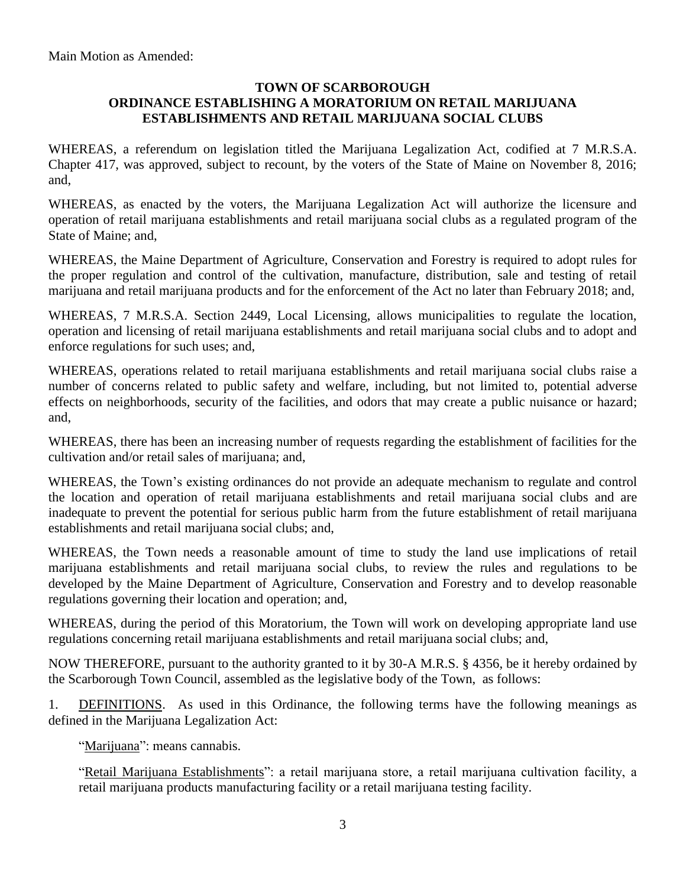Main Motion as Amended:

**TOWN OF SCARBOROUGH**
**ORDINANCE ESTABLISHING A MORATORIUM ON RETAIL MARIJUANA ESTABLISHMENTS AND RETAIL MARIJUANA SOCIAL CLUBS**

WHEREAS, a referendum on legislation titled the Marijuana Legalization Act, codified at 7 M.R.S.A. Chapter 417, was approved, subject to recount, by the voters of the State of Maine on November 8, 2016; and,

WHEREAS, as enacted by the voters, the Marijuana Legalization Act will authorize the licensure and operation of retail marijuana establishments and retail marijuana social clubs as a regulated program of the State of Maine; and,

WHEREAS, the Maine Department of Agriculture, Conservation and Forestry is required to adopt rules for the proper regulation and control of the cultivation, manufacture, distribution, sale and testing of retail marijuana and retail marijuana products and for the enforcement of the Act no later than February 2018; and,

WHEREAS, 7 M.R.S.A. Section 2449, Local Licensing, allows municipalities to regulate the location, operation and licensing of retail marijuana establishments and retail marijuana social clubs and to adopt and enforce regulations for such uses; and,

WHEREAS, operations related to retail marijuana establishments and retail marijuana social clubs raise a number of concerns related to public safety and welfare, including, but not limited to, potential adverse effects on neighborhoods, security of the facilities, and odors that may create a public nuisance or hazard; and,

WHEREAS, there has been an increasing number of requests regarding the establishment of facilities for the cultivation and/or retail sales of marijuana; and,

WHEREAS, the Town's existing ordinances do not provide an adequate mechanism to regulate and control the location and operation of retail marijuana establishments and retail marijuana social clubs and are inadequate to prevent the potential for serious public harm from the future establishment of retail marijuana establishments and retail marijuana social clubs; and,

WHEREAS, the Town needs a reasonable amount of time to study the land use implications of retail marijuana establishments and retail marijuana social clubs, to review the rules and regulations to be developed by the Maine Department of Agriculture, Conservation and Forestry and to develop reasonable regulations governing their location and operation; and,

WHEREAS, during the period of this Moratorium, the Town will work on developing appropriate land use regulations concerning retail marijuana establishments and retail marijuana social clubs; and,

NOW THEREFORE, pursuant to the authority granted to it by 30-A M.R.S. § 4356, be it hereby ordained by the Scarborough Town Council, assembled as the legislative body of the Town, as follows:

1. DEFINITIONS. As used in this Ordinance, the following terms have the following meanings as defined in the Marijuana Legalization Act:

"Marijuana": means cannabis.

"Retail Marijuana Establishments": a retail marijuana store, a retail marijuana cultivation facility, a retail marijuana products manufacturing facility or a retail marijuana testing facility.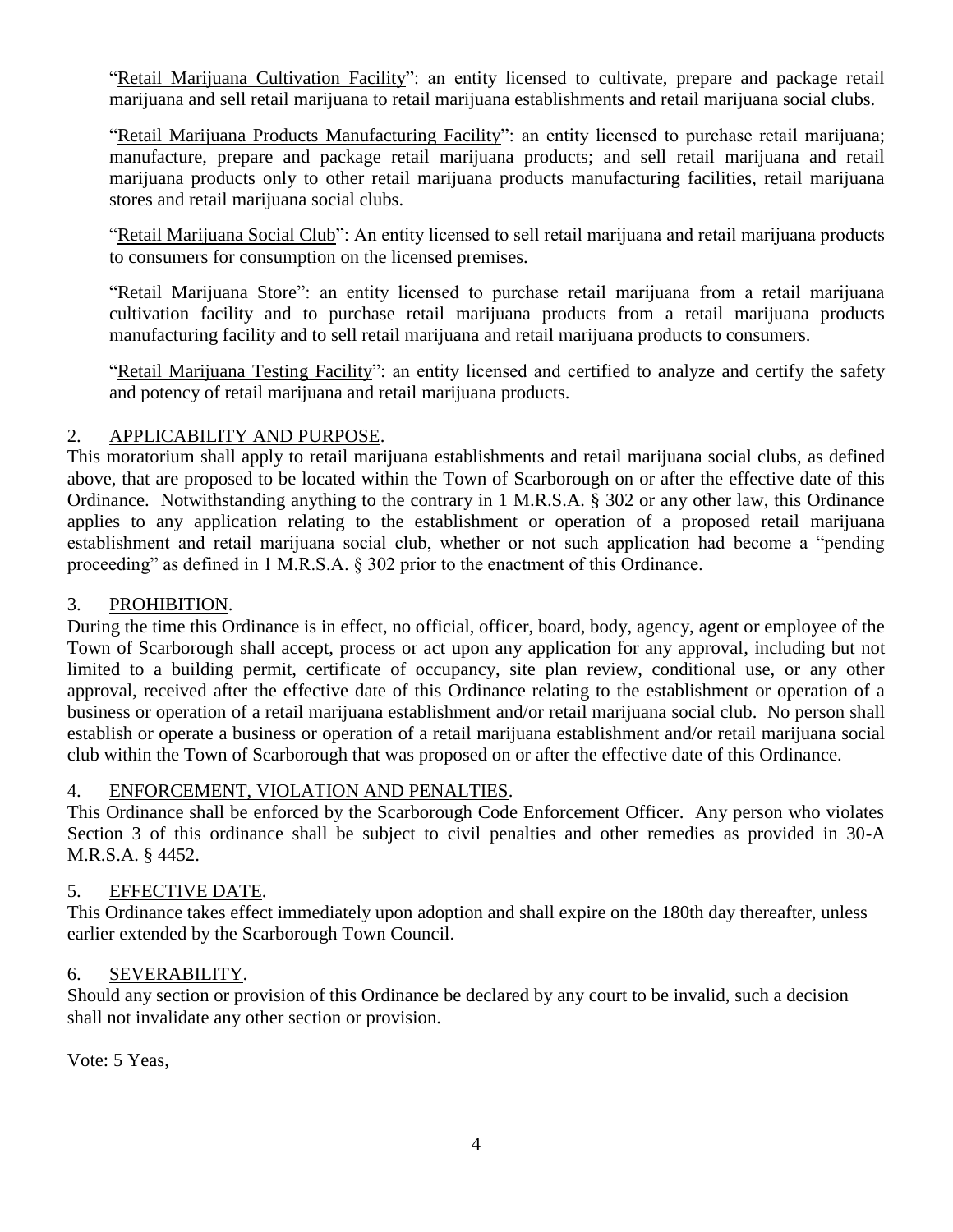"Retail Marijuana Cultivation Facility": an entity licensed to cultivate, prepare and package retail marijuana and sell retail marijuana to retail marijuana establishments and retail marijuana social clubs.

"Retail Marijuana Products Manufacturing Facility": an entity licensed to purchase retail marijuana; manufacture, prepare and package retail marijuana products; and sell retail marijuana and retail marijuana products only to other retail marijuana products manufacturing facilities, retail marijuana stores and retail marijuana social clubs.

"Retail Marijuana Social Club": An entity licensed to sell retail marijuana and retail marijuana products to consumers for consumption on the licensed premises.

"Retail Marijuana Store": an entity licensed to purchase retail marijuana from a retail marijuana cultivation facility and to purchase retail marijuana products from a retail marijuana products manufacturing facility and to sell retail marijuana and retail marijuana products to consumers.

"Retail Marijuana Testing Facility": an entity licensed and certified to analyze and certify the safety and potency of retail marijuana and retail marijuana products.

## 2. APPLICABILITY AND PURPOSE.

This moratorium shall apply to retail marijuana establishments and retail marijuana social clubs, as defined above, that are proposed to be located within the Town of Scarborough on or after the effective date of this Ordinance. Notwithstanding anything to the contrary in 1 M.R.S.A. § 302 or any other law, this Ordinance applies to any application relating to the establishment or operation of a proposed retail marijuana establishment and retail marijuana social club, whether or not such application had become a "pending proceeding" as defined in 1 M.R.S.A. § 302 prior to the enactment of this Ordinance.

## 3. PROHIBITION.

During the time this Ordinance is in effect, no official, officer, board, body, agency, agent or employee of the Town of Scarborough shall accept, process or act upon any application for any approval, including but not limited to a building permit, certificate of occupancy, site plan review, conditional use, or any other approval, received after the effective date of this Ordinance relating to the establishment or operation of a business or operation of a retail marijuana establishment and/or retail marijuana social club. No person shall establish or operate a business or operation of a retail marijuana establishment and/or retail marijuana social club within the Town of Scarborough that was proposed on or after the effective date of this Ordinance.

## 4. ENFORCEMENT, VIOLATION AND PENALTIES.

This Ordinance shall be enforced by the Scarborough Code Enforcement Officer. Any person who violates Section 3 of this ordinance shall be subject to civil penalties and other remedies as provided in 30-A M.R.S.A. § 4452.

## 5. EFFECTIVE DATE.

This Ordinance takes effect immediately upon adoption and shall expire on the 180th day thereafter, unless earlier extended by the Scarborough Town Council.

## 6. SEVERABILITY.

Should any section or provision of this Ordinance be declared by any court to be invalid, such a decision shall not invalidate any other section or provision.

Vote: 5 Yeas,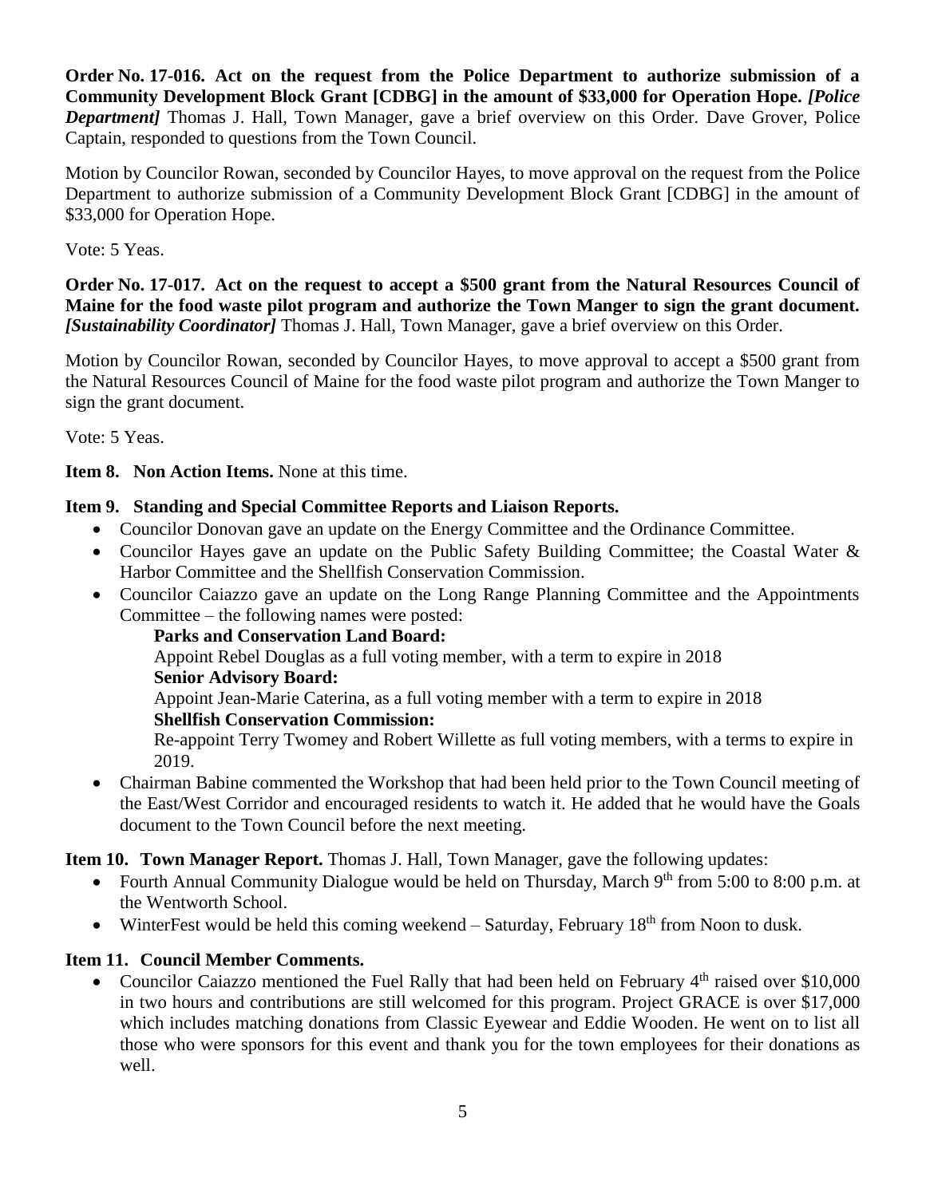**Order No. 17-016. Act on the request from the Police Department to authorize submission of a Community Development Block Grant [CDBG] in the amount of $33,000 for Operation Hope.** ***[Police Department]*** Thomas J. Hall, Town Manager, gave a brief overview on this Order. Dave Grover, Police Captain, responded to questions from the Town Council.

Motion by Councilor Rowan, seconded by Councilor Hayes, to move approval on the request from the Police Department to authorize submission of a Community Development Block Grant [CDBG] in the amount of $33,000 for Operation Hope.

Vote: 5 Yeas.

**Order No. 17-017. Act on the request to accept a $500 grant from the Natural Resources Council of Maine for the food waste pilot program and authorize the Town Manger to sign the grant document.** ***[Sustainability Coordinator]*** Thomas J. Hall, Town Manager, gave a brief overview on this Order.

Motion by Councilor Rowan, seconded by Councilor Hayes, to move approval to accept a $500 grant from the Natural Resources Council of Maine for the food waste pilot program and authorize the Town Manger to sign the grant document.

Vote: 5 Yeas.

**Item 8. Non Action Items.** None at this time.

**Item 9. Standing and Special Committee Reports and Liaison Reports.**

- Councilor Donovan gave an update on the Energy Committee and the Ordinance Committee.
- Councilor Hayes gave an update on the Public Safety Building Committee; the Coastal Water & Harbor Committee and the Shellfish Conservation Commission.
- Councilor Caiazzo gave an update on the Long Range Planning Committee and the Appointments Committee – the following names were posted:

  **Parks and Conservation Land Board:**
  Appoint Rebel Douglas as a full voting member, with a term to expire in 2018
  **Senior Advisory Board:**
  Appoint Jean-Marie Caterina, as a full voting member with a term to expire in 2018
  **Shellfish Conservation Commission:**
  Re-appoint Terry Twomey and Robert Willette as full voting members, with a terms to expire in 2019.
- Chairman Babine commented the Workshop that had been held prior to the Town Council meeting of the East/West Corridor and encouraged residents to watch it. He added that he would have the Goals document to the Town Council before the next meeting.

**Item 10. Town Manager Report.** Thomas J. Hall, Town Manager, gave the following updates:

- Fourth Annual Community Dialogue would be held on Thursday, March 9th from 5:00 to 8:00 p.m. at the Wentworth School.
- WinterFest would be held this coming weekend – Saturday, February 18th from Noon to dusk.

**Item 11. Council Member Comments.**

- Councilor Caiazzo mentioned the Fuel Rally that had been held on February 4th raised over $10,000 in two hours and contributions are still welcomed for this program. Project GRACE is over $17,000 which includes matching donations from Classic Eyewear and Eddie Wooden. He went on to list all those who were sponsors for this event and thank you for the town employees for their donations as well.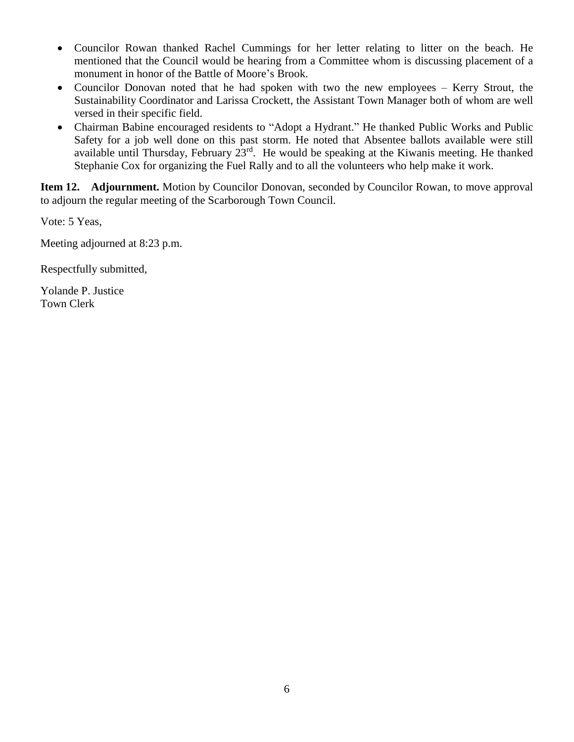- Councilor Rowan thanked Rachel Cummings for her letter relating to litter on the beach. He mentioned that the Council would be hearing from a Committee whom is discussing placement of a monument in honor of the Battle of Moore's Brook.
- Councilor Donovan noted that he had spoken with two the new employees – Kerry Strout, the Sustainability Coordinator and Larissa Crockett, the Assistant Town Manager both of whom are well versed in their specific field.
- Chairman Babine encouraged residents to "Adopt a Hydrant." He thanked Public Works and Public Safety for a job well done on this past storm. He noted that Absentee ballots available were still available until Thursday, February 23rd. He would be speaking at the Kiwanis meeting. He thanked Stephanie Cox for organizing the Fuel Rally and to all the volunteers who help make it work.

**Item 12. Adjournment.** Motion by Councilor Donovan, seconded by Councilor Rowan, to move approval to adjourn the regular meeting of the Scarborough Town Council.

Vote: 5 Yeas,

Meeting adjourned at 8:23 p.m.

Respectfully submitted,

Yolande P. Justice
Town Clerk